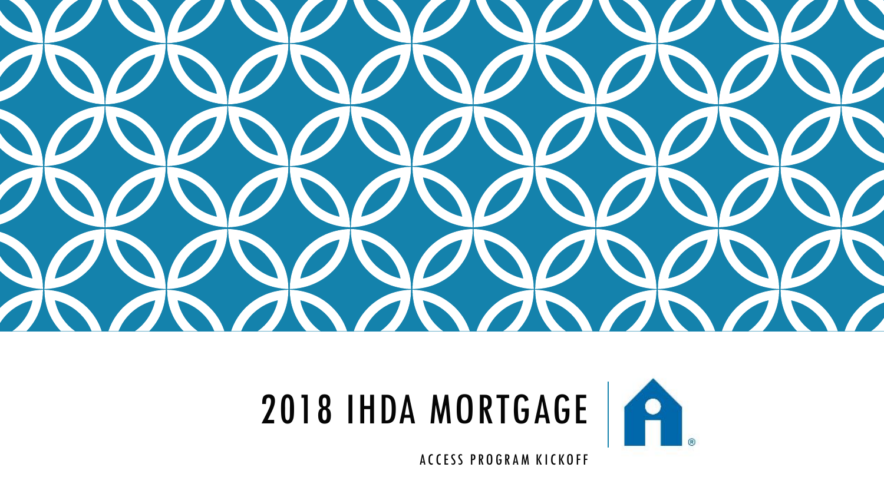# 2018 IHDA MORTGAGE

ACCESS PROGRAM KICKOFF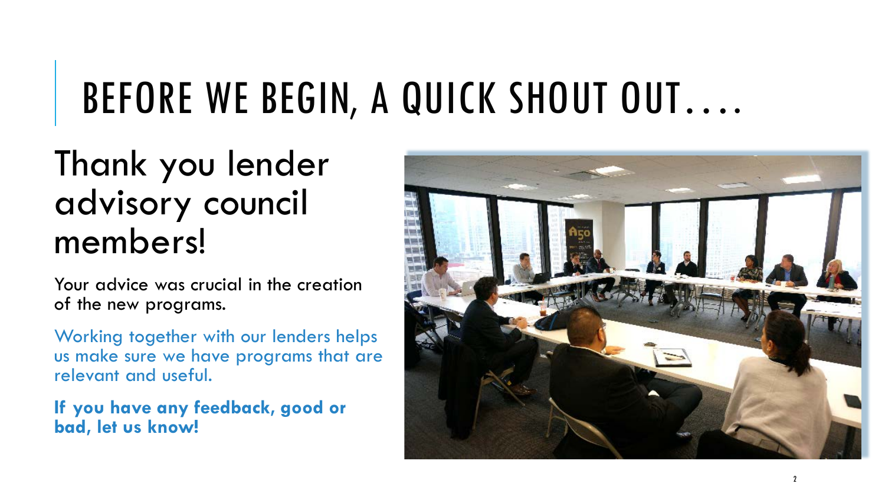# BEFORE WE BEGIN, A QUICK SHOUT OUT….

## Thank you lender advisory council members!

Your advice was crucial in the creation of the new programs.

Working together with our lenders helps us make sure we have programs that are relevant and useful.

**If you have any feedback, good or bad, let us know!**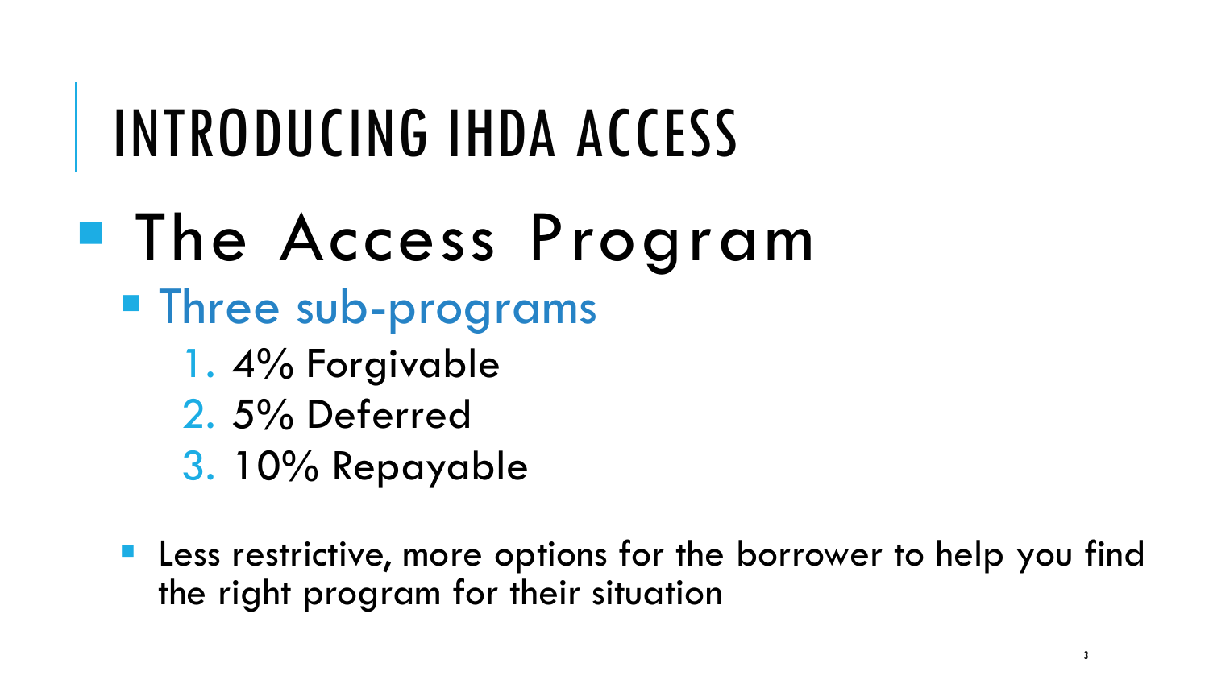# INTRODUCING IHDA ACCESS

- The Access Program
  - Three sub-programs
    1. 4% Forgivable
    2. 5% Deferred
    3. 10% Repayable

  - Less restrictive, more options for the borrower to help you find the right program for their situation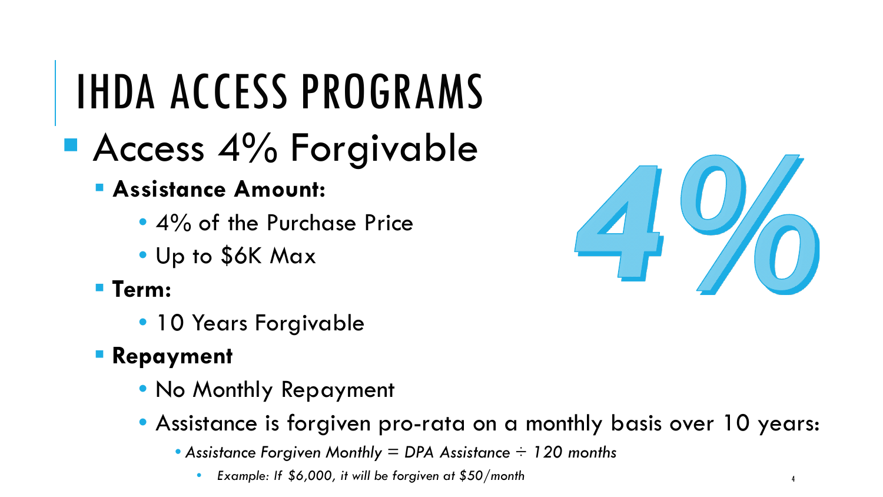# IHDA ACCESS PROGRAMS

- Access 4% Forgivable
  - **Assistance Amount:**
    - 4% of the Purchase Price
    - Up to $6K Max
  - **Term:**
    - 10 Years Forgivable
  - **Repayment**
    - No Monthly Repayment
    - Assistance is forgiven pro-rata on a monthly basis over 10 years:
      - *Assistance Forgiven Monthly = DPA Assistance ÷ 120 months*
        - *Example: If $6,000, it will be forgiven at $50/month*

4%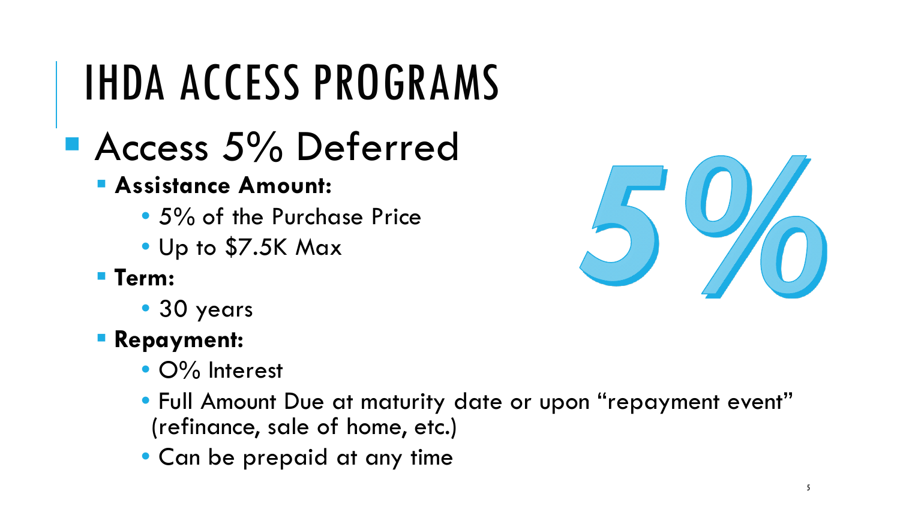# IHDA ACCESS PROGRAMS

- Access 5% Deferred
  - **Assistance Amount:**
    - 5% of the Purchase Price
    - Up to $7.5K Max
  - **Term:**
    - 30 years
  - **Repayment:**
    - 0% Interest
    - Full Amount Due at maturity date or upon "repayment event" (refinance, sale of home, etc.)
    - Can be prepaid at any time

5%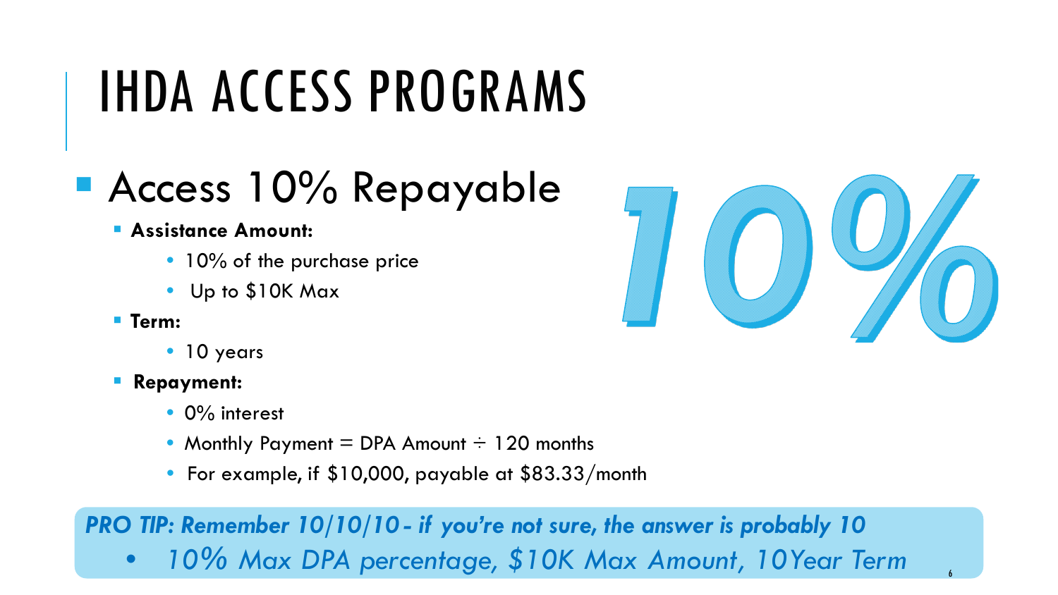# IHDA ACCESS PROGRAMS

- Access 10% Repayable
  - **Assistance Amount:**
    - 10% of the purchase price
    - Up to $10K Max
  - **Term:**
    - 10 years
  - **Repayment:**
    - 0% interest
    - Monthly Payment = DPA Amount ÷ 120 months
    - For example, if $10,000, payable at $83.33/month

10%

***PRO TIP: Remember 10/10/10 - if you're not sure, the answer is probably 10***

- *10% Max DPA percentage, $10K Max Amount, 10Year Term*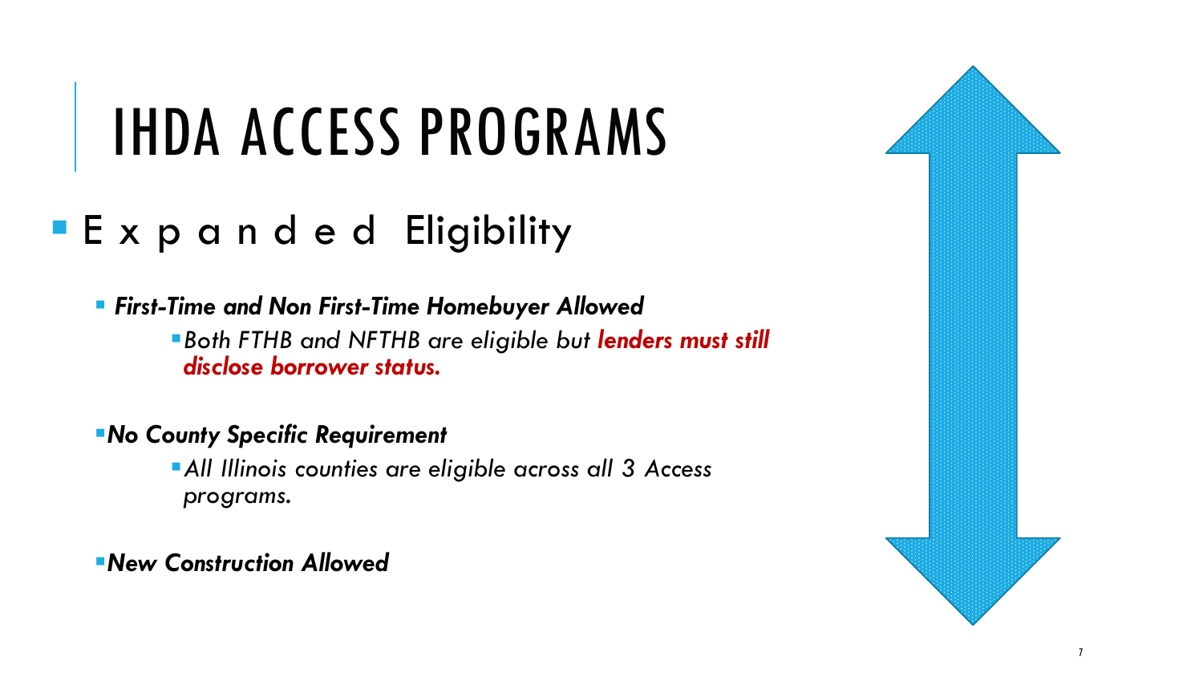# IHDA ACCESS PROGRAMS

- Expanded Eligibility
  - ***First-Time and Non First-Time Homebuyer Allowed***
    - *Both FTHB and NFTHB are eligible but* ***lenders must still disclose borrower status.***
  - ***No County Specific Requirement***
    - *All Illinois counties are eligible across all 3 Access programs.*
  - ***New Construction Allowed***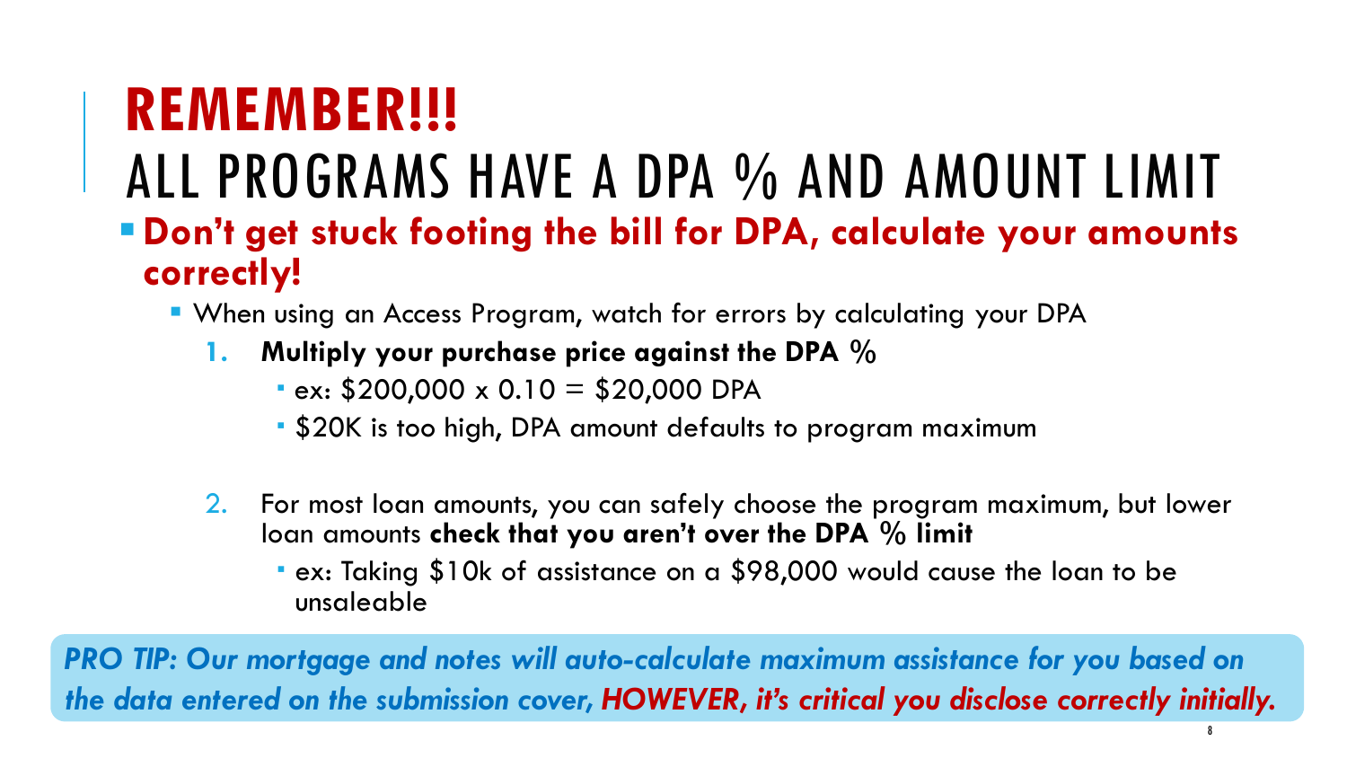# REMEMBER!!!
# ALL PROGRAMS HAVE A DPA % AND AMOUNT LIMIT

- **Don't get stuck footing the bill for DPA, calculate your amounts correctly!**
  - When using an Access Program, watch for errors by calculating your DPA
    1. **Multiply your purchase price against the DPA %**
       - ex: $200,000 x 0.10 = $20,000 DPA
       - $20K is too high, DPA amount defaults to program maximum
    2. For most loan amounts, you can safely choose the program maximum, but lower loan amounts **check that you aren't over the DPA % limit**
       - ex: Taking $10k of assistance on a $98,000 would cause the loan to be unsaleable

***PRO TIP: Our mortgage and notes will auto-calculate maximum assistance for you based on the data entered on the submission cover, HOWEVER, it's critical you disclose correctly initially.***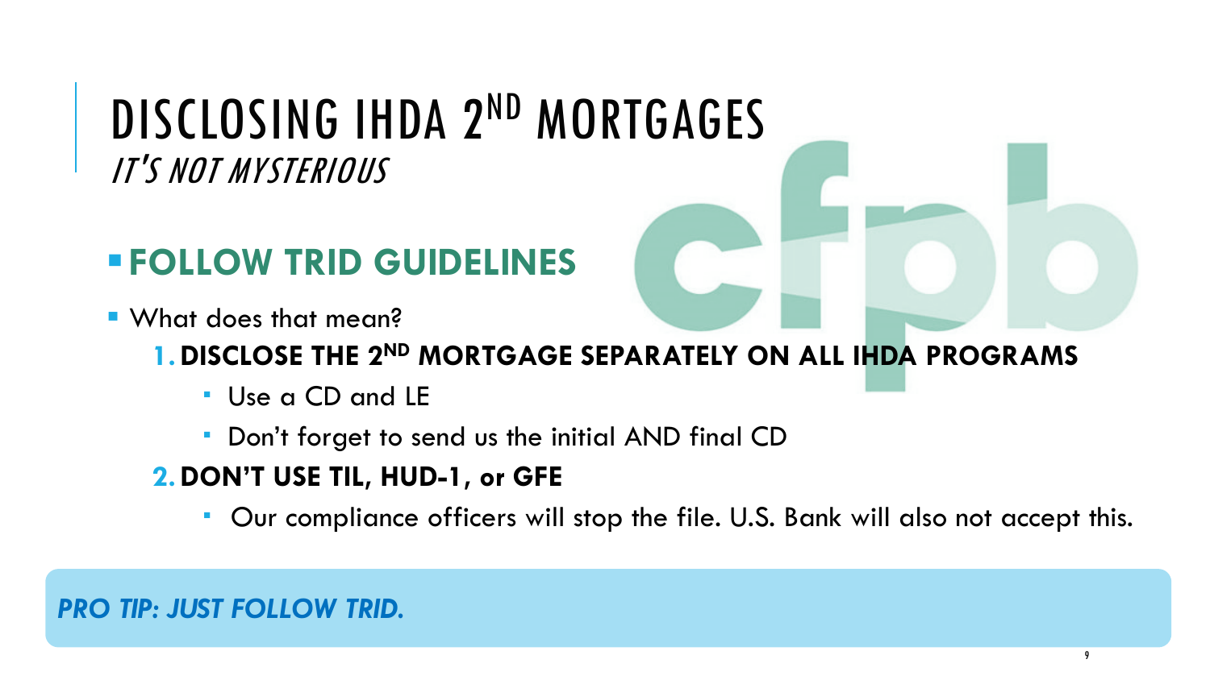# DISCLOSING IHDA 2ND MORTGAGES

*IT'S NOT MYSTERIOUS*

## FOLLOW TRID GUIDELINES

- What does that mean?
  1. **DISCLOSE THE 2ND MORTGAGE SEPARATELY ON ALL IHDA PROGRAMS**
     - Use a CD and LE
     - Don't forget to send us the initial AND final CD
  2. **DON'T USE TIL, HUD-1, or GFE**
     - Our compliance officers will stop the file. U.S. Bank will also not accept this.

***PRO TIP: JUST FOLLOW TRID.***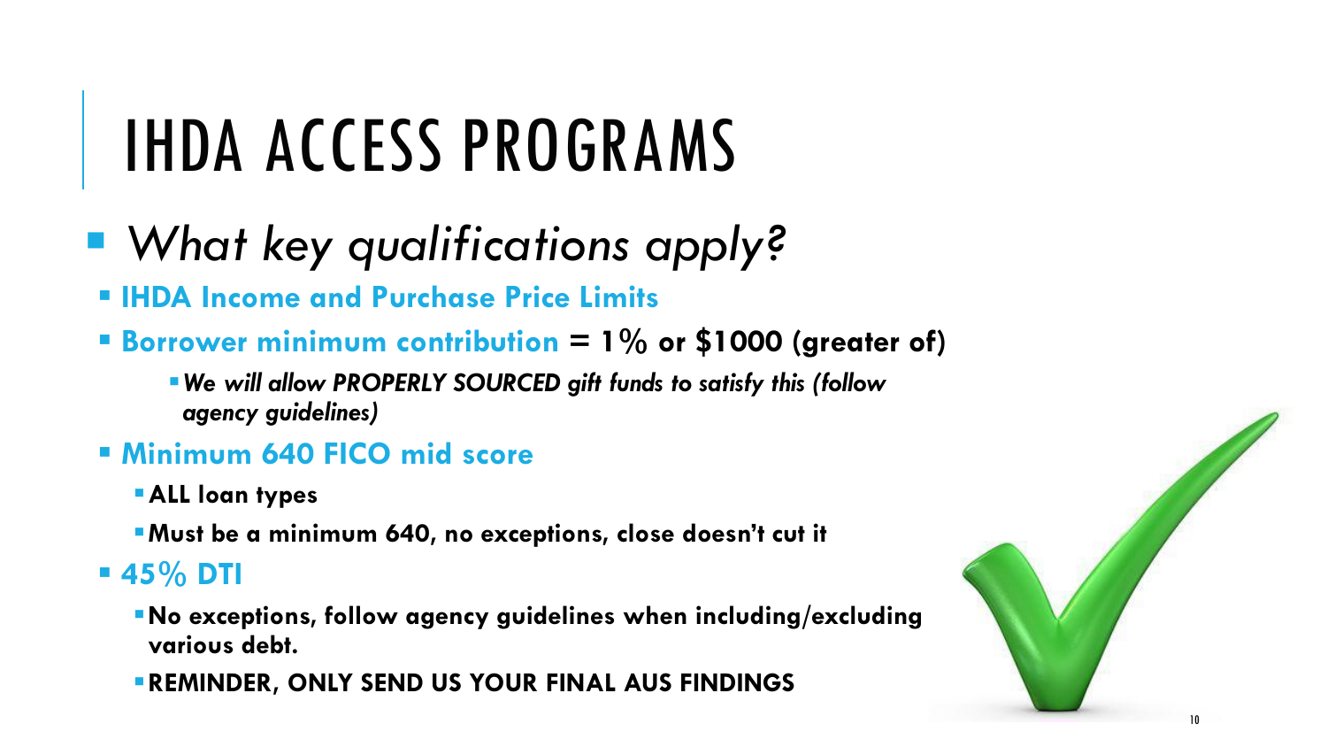# IHDA ACCESS PROGRAMS

- *What key qualifications apply?*
  - **IHDA Income and Purchase Price Limits**
  - **Borrower minimum contribution = 1% or $1000 (greater of)**
    - ***We will allow PROPERLY SOURCED gift funds to satisfy this (follow agency guidelines)***
  - **Minimum 640 FICO mid score**
    - **ALL loan types**
    - **Must be a minimum 640, no exceptions, close doesn't cut it**
  - **45% DTI**
    - **No exceptions, follow agency guidelines when including/excluding various debt.**
    - **REMINDER, ONLY SEND US YOUR FINAL AUS FINDINGS**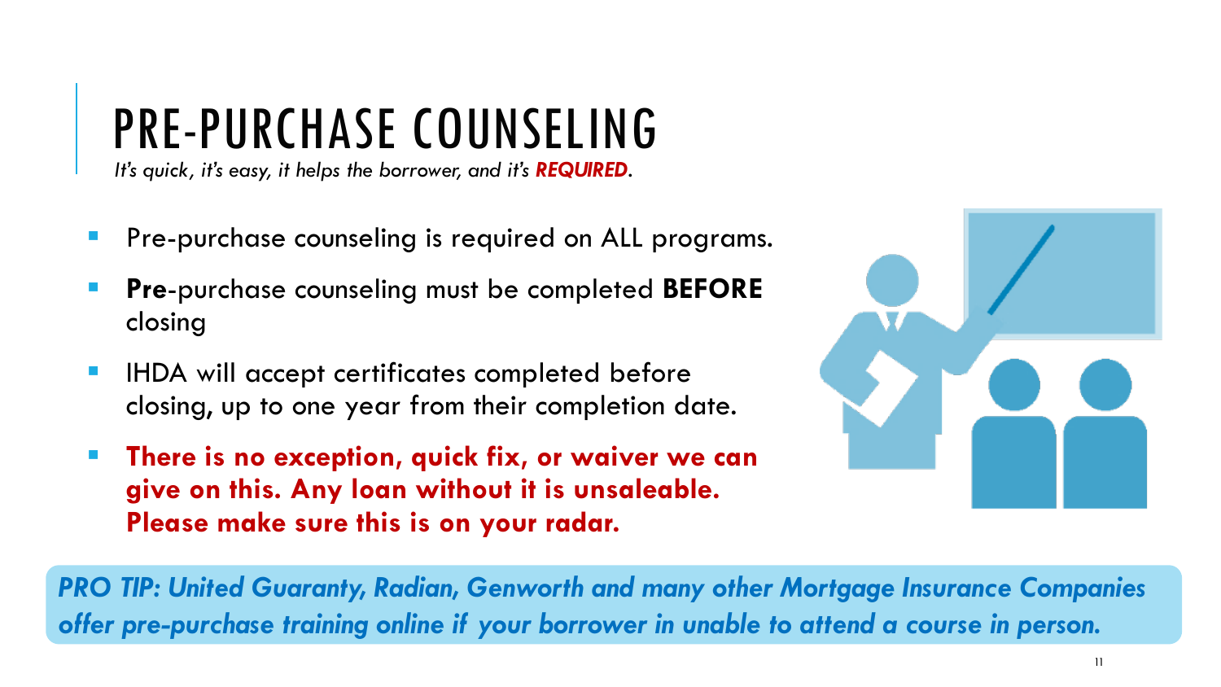# PRE-PURCHASE COUNSELING

*It's quick, it's easy, it helps the borrower, and it's* ***REQUIRED****.*

- Pre-purchase counseling is required on ALL programs.
- **Pre**-purchase counseling must be completed **BEFORE** closing
- IHDA will accept certificates completed before closing, up to one year from their completion date.
- **There is no exception, quick fix, or waiver we can give on this. Any loan without it is unsaleable. Please make sure this is on your radar.**

***PRO TIP: United Guaranty, Radian, Genworth and many other Mortgage Insurance Companies offer pre-purchase training online if your borrower in unable to attend a course in person.***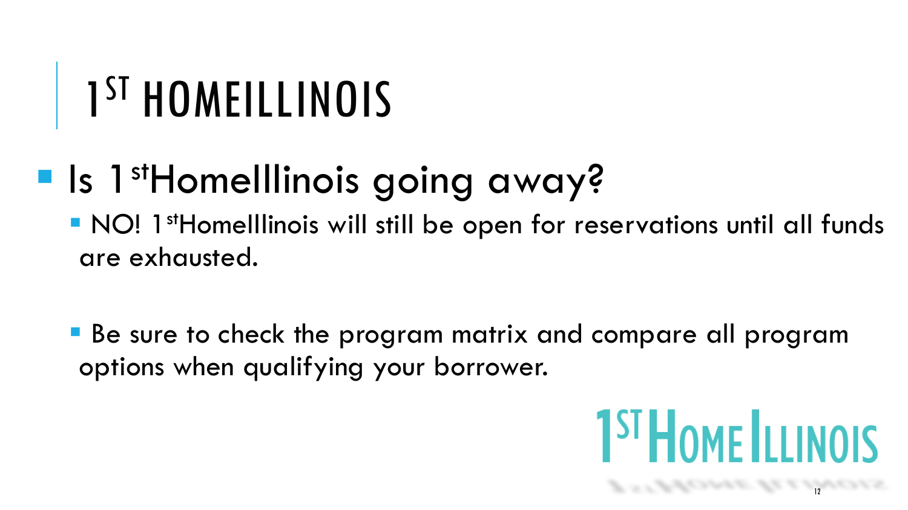# 1ST HOMEILLINOIS

- Is 1stHomeIllinois going away?
  - NO! 1stHomeIllinois will still be open for reservations until all funds are exhausted.
  - Be sure to check the program matrix and compare all program options when qualifying your borrower.

1ST HOME ILLINOIS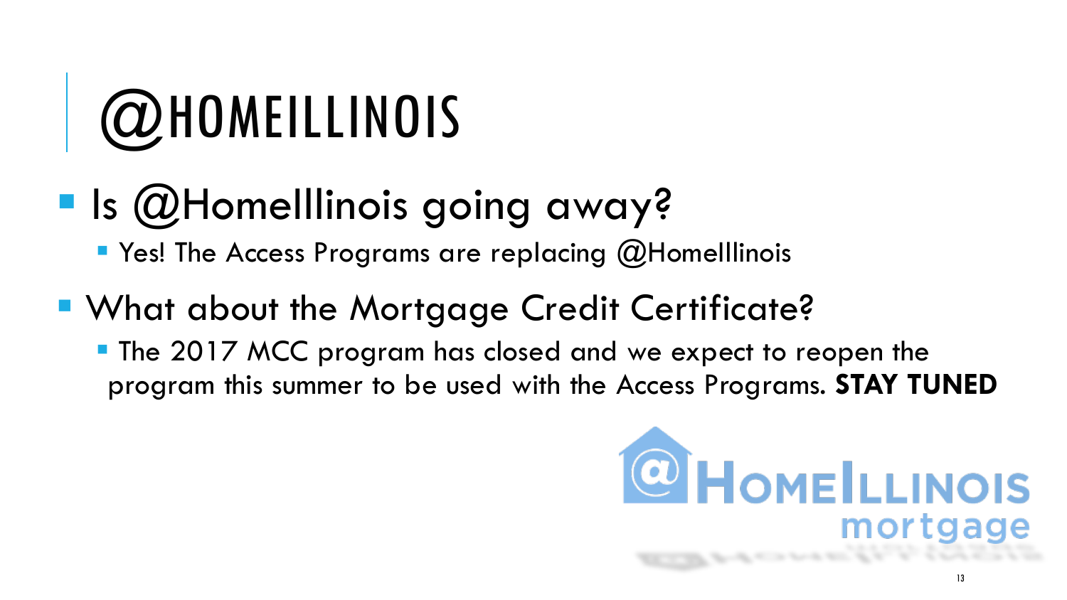# @HOMEILLINOIS

- Is @HomeIllinois going away?
  - Yes! The Access Programs are replacing @HomeIllinois
- What about the Mortgage Credit Certificate?
  - The 2017 MCC program has closed and we expect to reopen the program this summer to be used with the Access Programs. **STAY TUNED**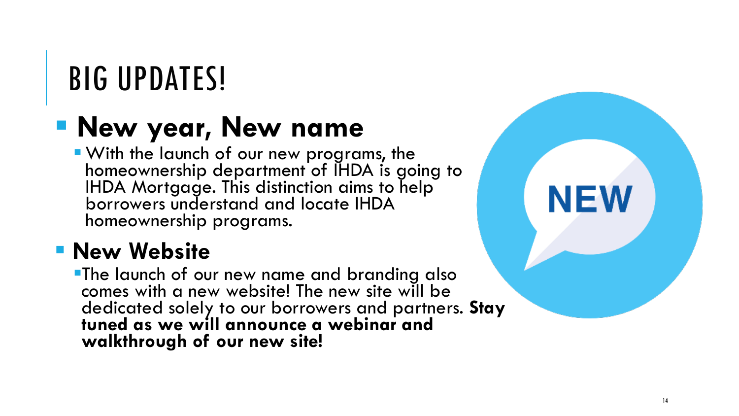# BIG UPDATES!

- **New year, New name**
  - With the launch of our new programs, the homeownership department of IHDA is going to IHDA Mortgage. This distinction aims to help borrowers understand and locate IHDA homeownership programs.
- **New Website**
  - The launch of our new name and branding also comes with a new website! The new site will be dedicated solely to our borrowers and partners. **Stay tuned as we will announce a webinar and walkthrough of our new site!**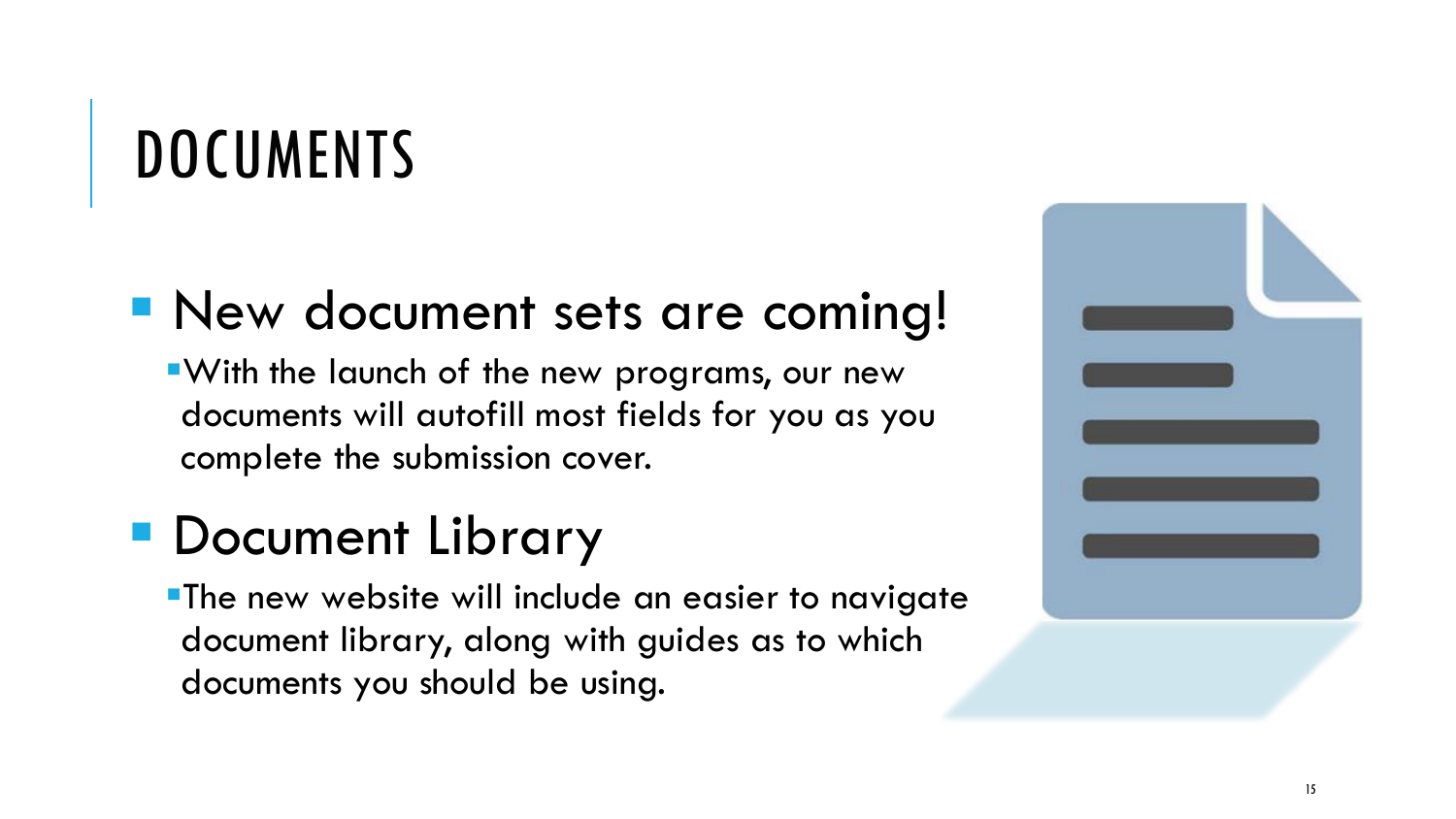# DOCUMENTS

- New document sets are coming!
  - With the launch of the new programs, our new documents will autofill most fields for you as you complete the submission cover.
- Document Library
  - The new website will include an easier to navigate document library, along with guides as to which documents you should be using.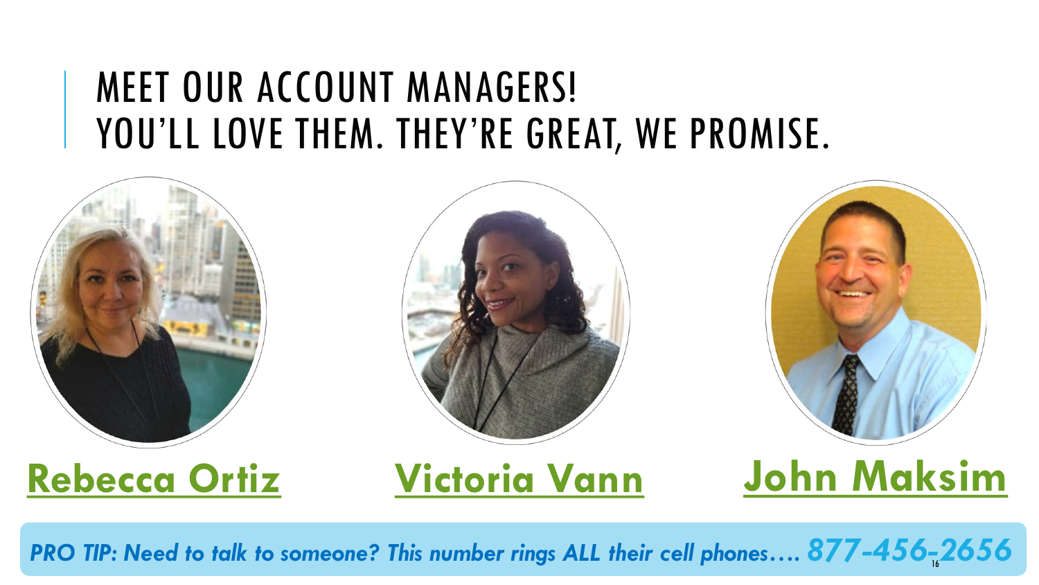# MEET OUR ACCOUNT MANAGERS!
# YOU'LL LOVE THEM. THEY'RE GREAT, WE PROMISE.

**Rebecca Ortiz**

**Victoria Vann**

**John Maksim**

***PRO TIP: Need to talk to someone? This number rings ALL their cell phones…. 877-456-2656***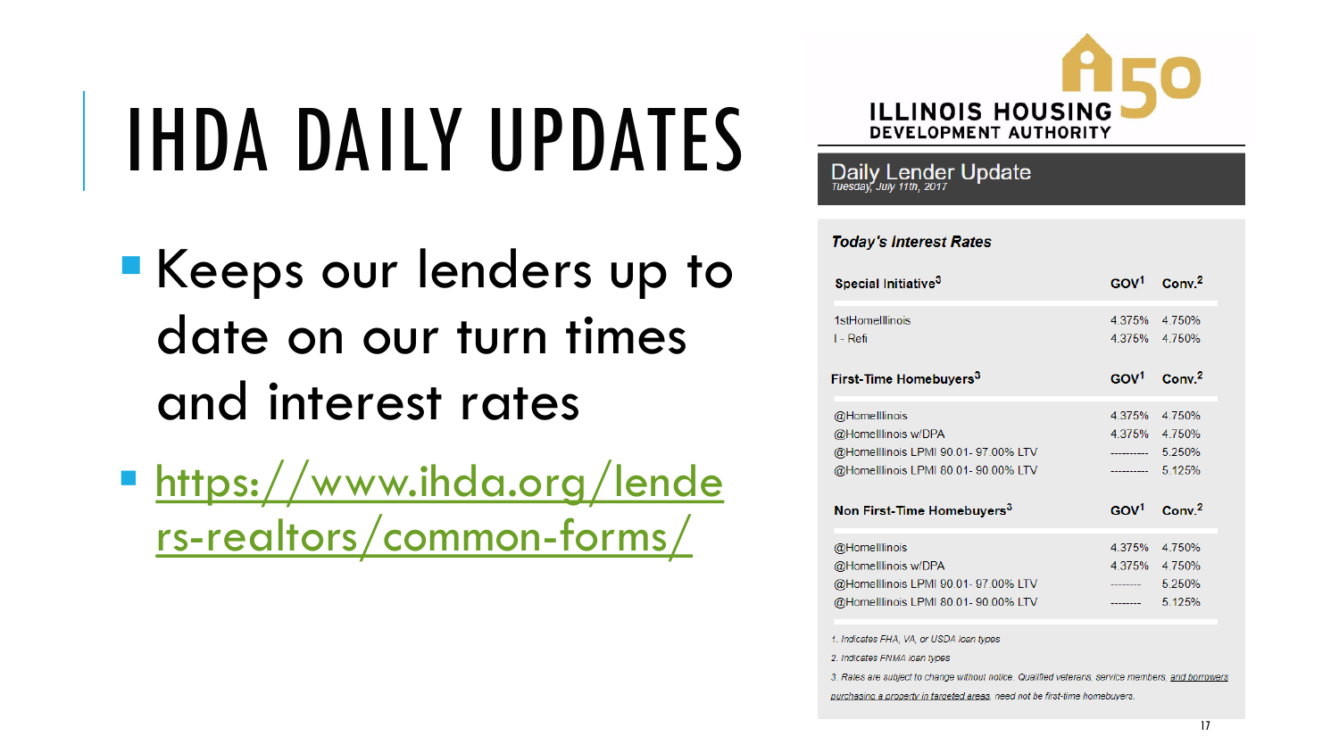# IHDA DAILY UPDATES

- Keeps our lenders up to date on our turn times and interest rates
- https://www.ihda.org/lenders-realtors/common-forms/

ILLINOIS HOUSING DEVELOPMENT AUTHORITY

## Daily Lender Update

*Tuesday, July 11th, 2017*

***Today's Interest Rates***

| Special Initiative[3] | GOV[1] | Conv.[2] |
|---|---|---|
| 1stHomeIllinois | 4.375% | 4.750% |
| I - Refi | 4.375% | 4.750% |

| First-Time Homebuyers[3] | GOV[1] | Conv.[2] |
|---|---|---|
| @HomeIllinois | 4.375% | 4.750% |
| @HomeIllinois w/DPA | 4.375% | 4.750% |
| @HomeIllinois LPMI 90.01- 97.00% LTV | ---------- | 5.250% |
| @HomeIllinois LPMI 80.01- 90.00% LTV | ---------- | 5.125% |

| Non First-Time Homebuyers[3] | GOV[1] | Conv.[2] |
|---|---|---|
| @HomeIllinois | 4.375% | 4.750% |
| @HomeIllinois w/DPA | 4.375% | 4.750% |
| @HomeIllinois LPMI 90.01- 97.00% LTV | -------- | 5.250% |
| @HomeIllinois LPMI 80.01- 90.00% LTV | -------- | 5.125% |

*1. Indicates FHA, VA, or USDA loan types*

*2. Indicates FNMA loan types*

*3. Rates are subject to change without notice. Qualified veterans, service members, and borrowers purchasing a property in targeted areas need not be first-time homebuyers.*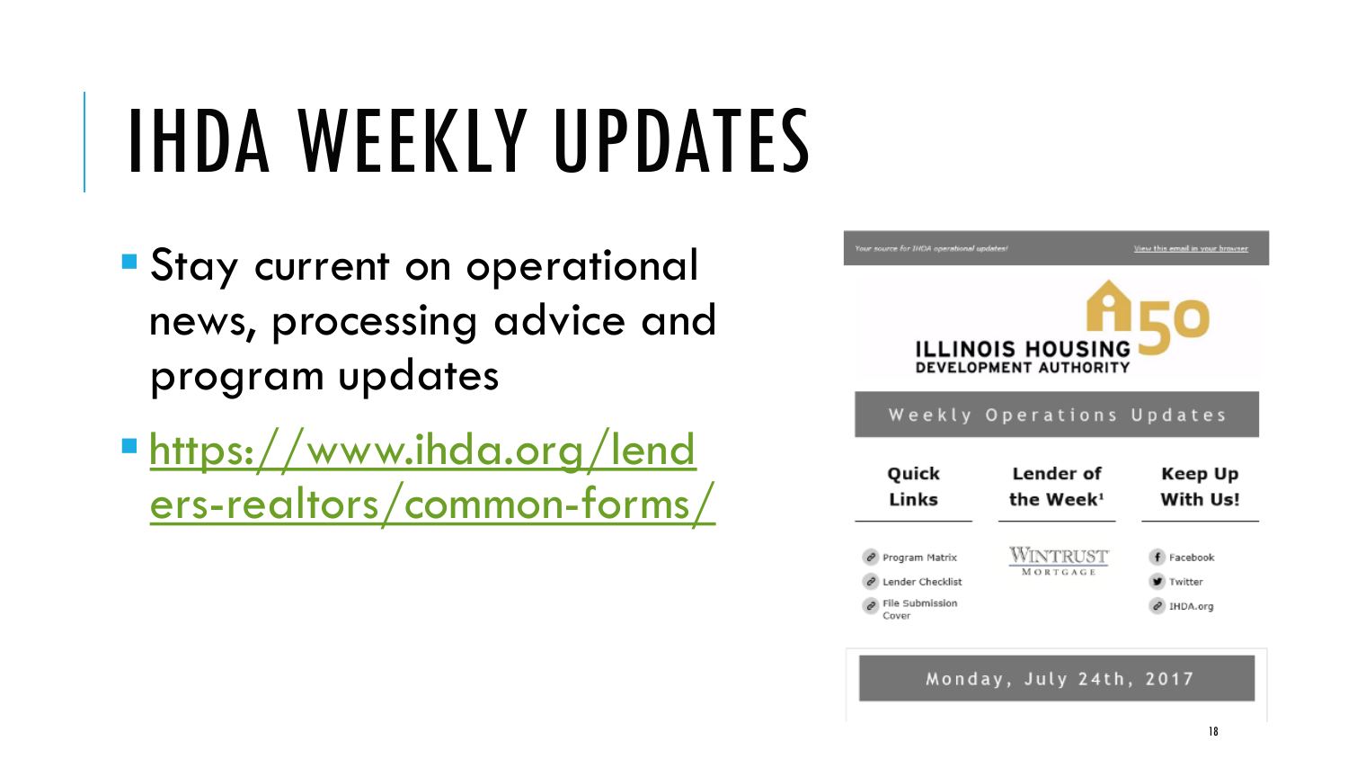# IHDA WEEKLY UPDATES

- Stay current on operational news, processing advice and program updates
- https://www.ihda.org/lenders-realtors/common-forms/

Your source for IHDA operational updates! View this email in your browser

ILLINOIS HOUSING DEVELOPMENT AUTHORITY

Weekly Operations Updates

| Quick Links | Lender of the Week[1] | Keep Up With Us! |
| --- | --- | --- |
| Program Matrix | WINTRUST MORTGAGE | Facebook |
| Lender Checklist | | Twitter |
| File Submission Cover | | IHDA.org |

Monday, July 24th, 2017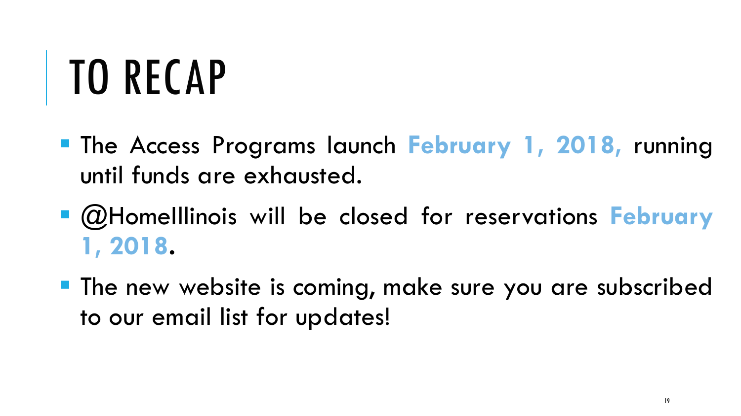# TO RECAP

- The Access Programs launch **February 1, 2018,** running until funds are exhausted.
- @HomeIllinois will be closed for reservations **February 1, 2018**.
- The new website is coming, make sure you are subscribed to our email list for updates!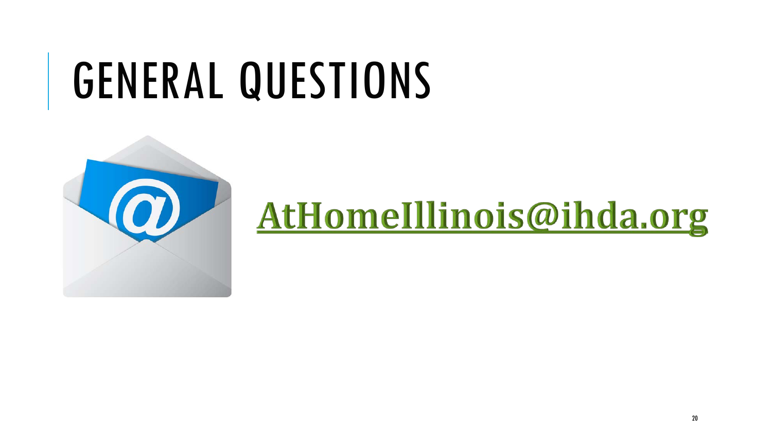# GENERAL QUESTIONS

AtHomeIllinois@ihda.org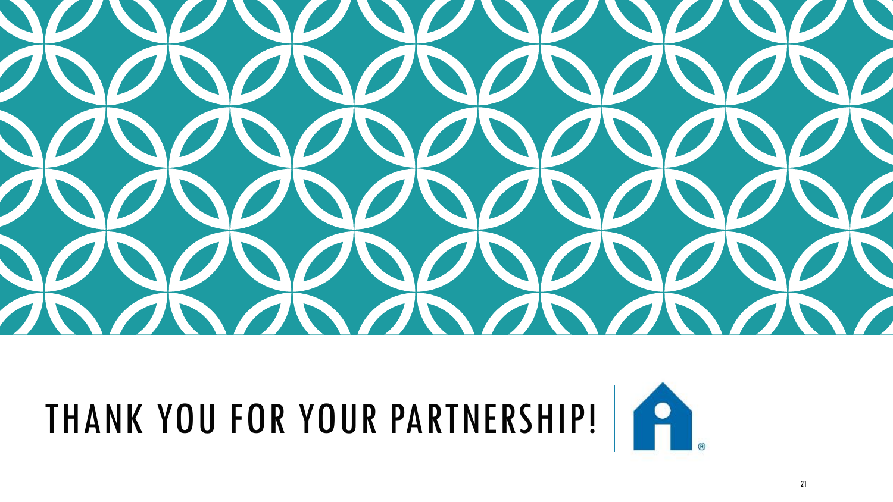# THANK YOU FOR YOUR PARTNERSHIP!